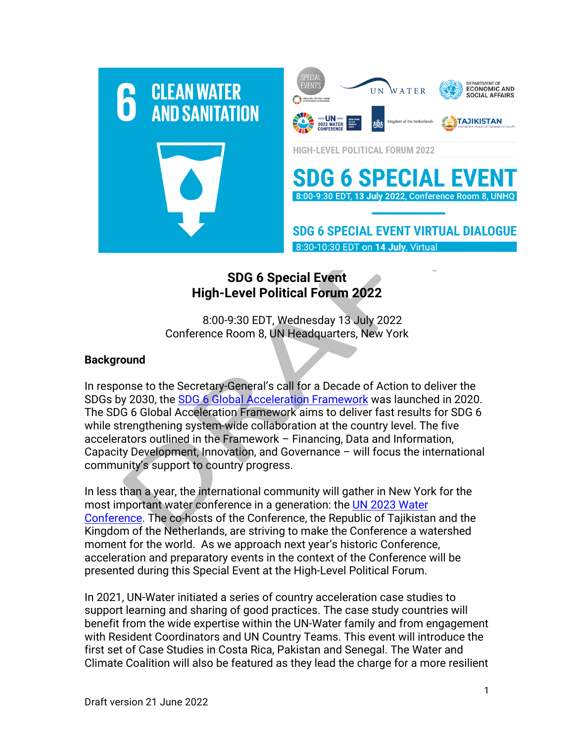6 CLEAN WATER AND SANITATION

HIGH-LEVEL POLITICAL FORUM 2022

SDG 6 SPECIAL EVENT

8:00-9:30 EDT, **13 July 2022**, Conference Room 8, UNHQ

SDG 6 SPECIAL EVENT VIRTUAL DIALOGUE

8:30-10:30 EDT on **14 July**, Virtual

# SDG 6 Special Event
# High-Level Political Forum 2022

8:00-9:30 EDT, Wednesday 13 July 2022
Conference Room 8, UN Headquarters, New York

## Background

In response to the Secretary-General's call for a Decade of Action to deliver the SDGs by 2030, the SDG 6 Global Acceleration Framework was launched in 2020. The SDG 6 Global Acceleration Framework aims to deliver fast results for SDG 6 while strengthening system-wide collaboration at the country level. The five accelerators outlined in the Framework – Financing, Data and Information, Capacity Development, Innovation, and Governance – will focus the international community's support to country progress.

In less than a year, the international community will gather in New York for the most important water conference in a generation: the UN 2023 Water Conference. The co-hosts of the Conference, the Republic of Tajikistan and the Kingdom of the Netherlands, are striving to make the Conference a watershed moment for the world. As we approach next year's historic Conference, acceleration and preparatory events in the context of the Conference will be presented during this Special Event at the High-Level Political Forum.

In 2021, UN-Water initiated a series of country acceleration case studies to support learning and sharing of good practices. The case study countries will benefit from the wide expertise within the UN-Water family and from engagement with Resident Coordinators and UN Country Teams. This event will introduce the first set of Case Studies in Costa Rica, Pakistan and Senegal. The Water and Climate Coalition will also be featured as they lead the charge for a more resilient

Draft version 21 June 2022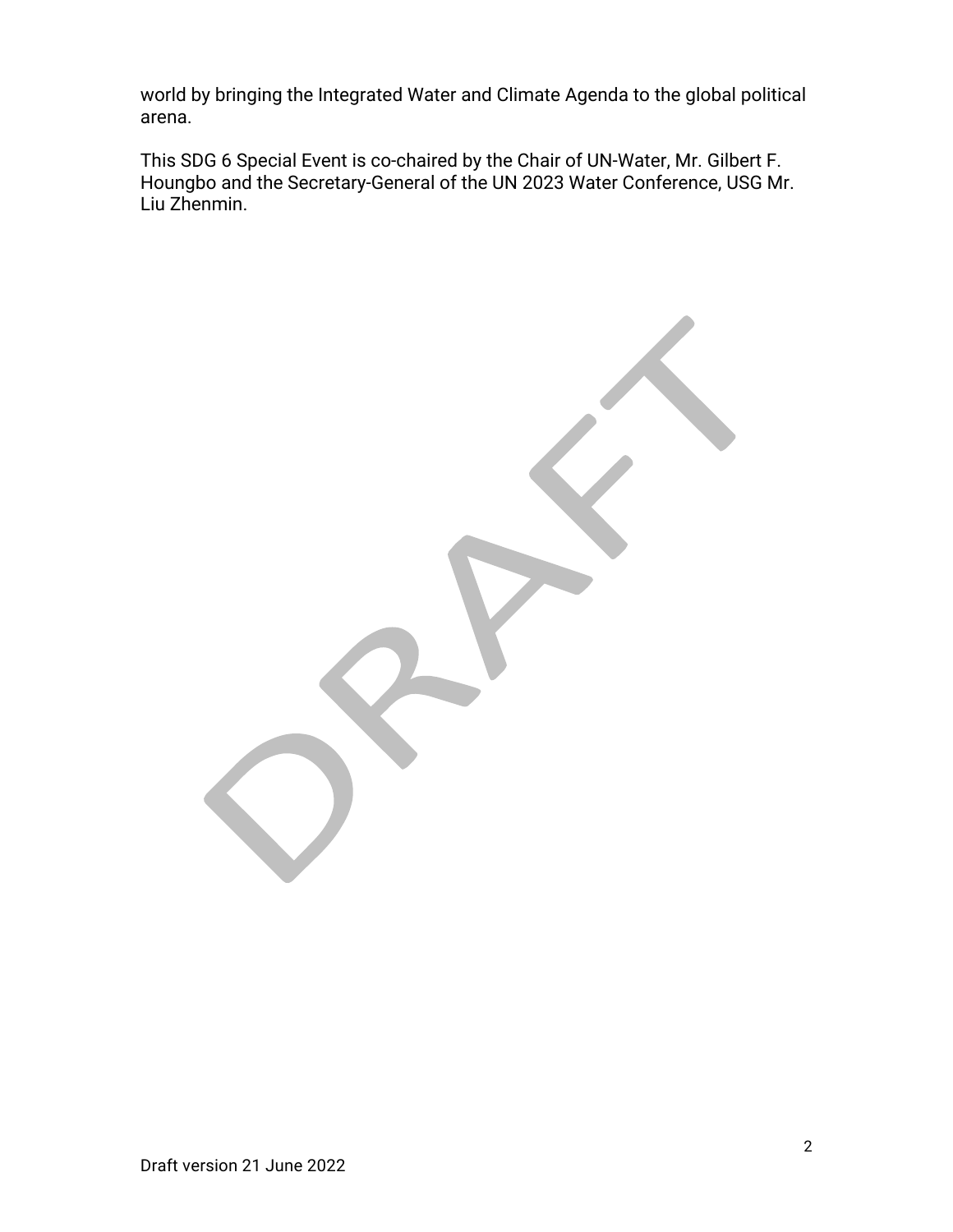world by bringing the Integrated Water and Climate Agenda to the global political arena.

This SDG 6 Special Event is co-chaired by the Chair of UN-Water, Mr. Gilbert F. Houngbo and the Secretary-General of the UN 2023 Water Conference, USG Mr. Liu Zhenmin.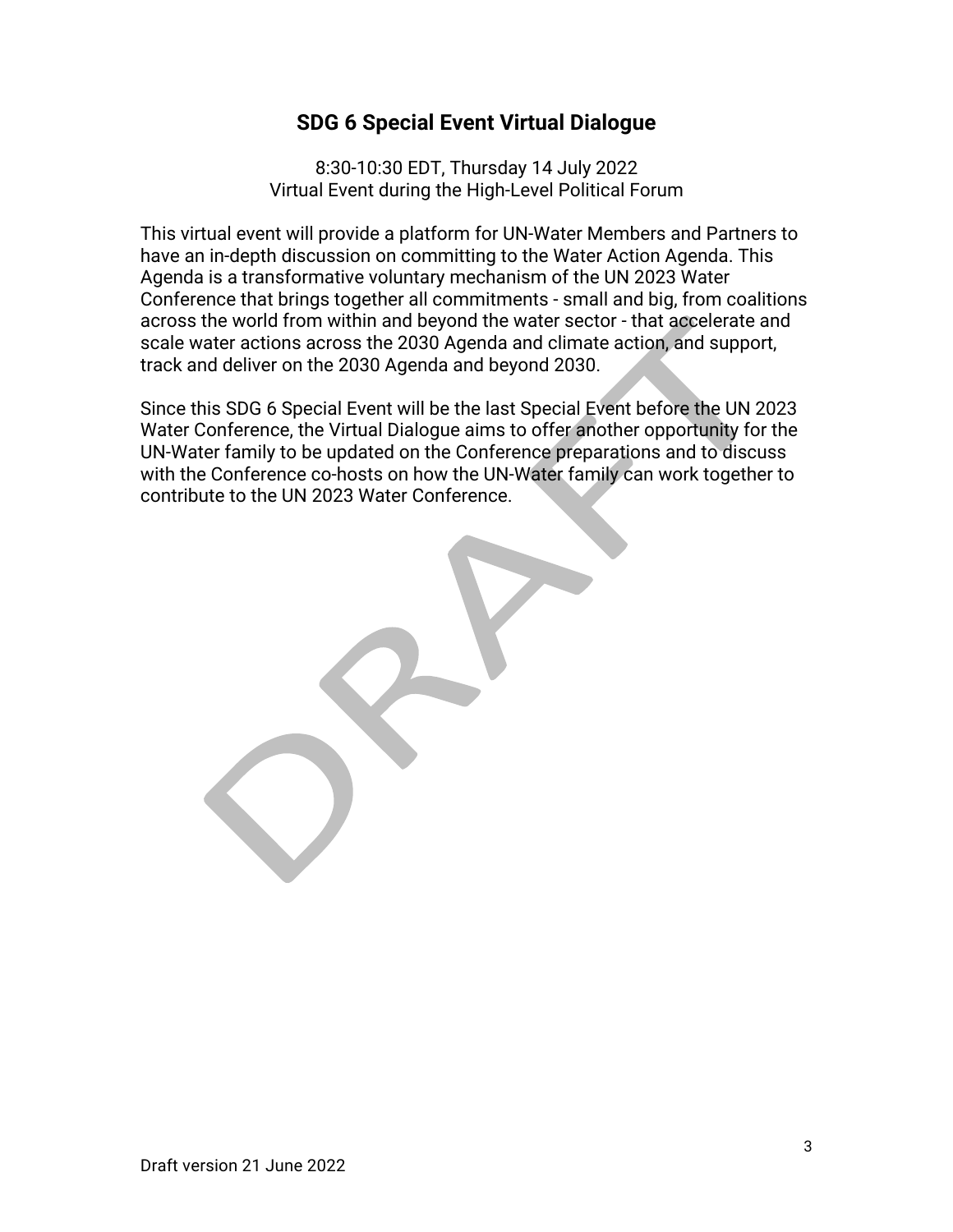# SDG 6 Special Event Virtual Dialogue

8:30-10:30 EDT, Thursday 14 July 2022
Virtual Event during the High-Level Political Forum

This virtual event will provide a platform for UN-Water Members and Partners to have an in-depth discussion on committing to the Water Action Agenda. This Agenda is a transformative voluntary mechanism of the UN 2023 Water Conference that brings together all commitments - small and big, from coalitions across the world from within and beyond the water sector - that accelerate and scale water actions across the 2030 Agenda and climate action, and support, track and deliver on the 2030 Agenda and beyond 2030.

Since this SDG 6 Special Event will be the last Special Event before the UN 2023 Water Conference, the Virtual Dialogue aims to offer another opportunity for the UN-Water family to be updated on the Conference preparations and to discuss with the Conference co-hosts on how the UN-Water family can work together to contribute to the UN 2023 Water Conference.